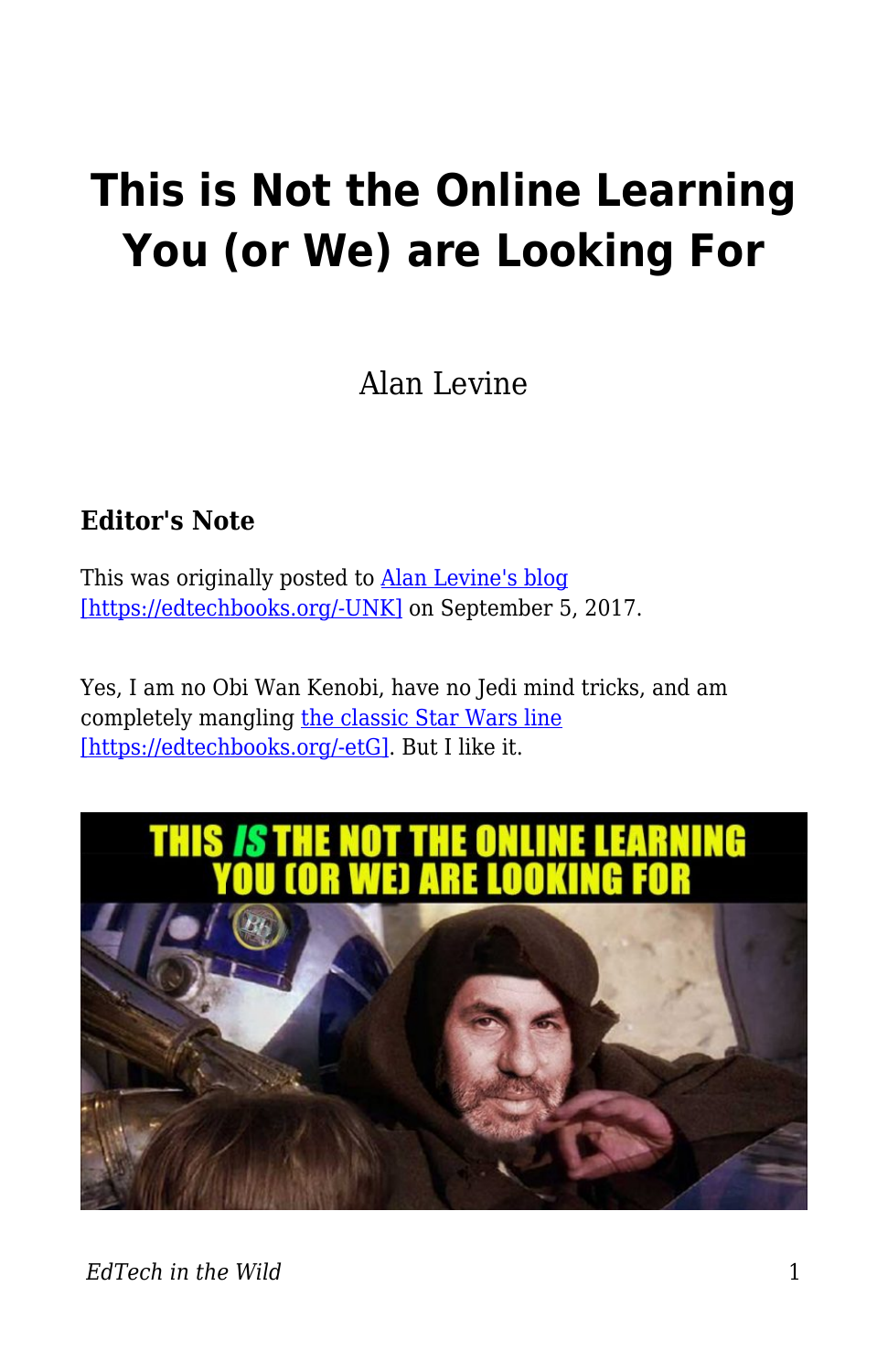# This is Not the Online Learning You (or We) are Looking For

Alan Levine

### Editor's Note

This was originally posted to [Alan Levine's blog [https://edtechbooks.org/-UNK]](https://edtechbooks.org/-UNK) on September 5, 2017.

Yes, I am no Obi Wan Kenobi, have no Jedi mind tricks, and am completely mangling [the classic Star Wars line [https://edtechbooks.org/-etG]](https://edtechbooks.org/-etG). But I like it.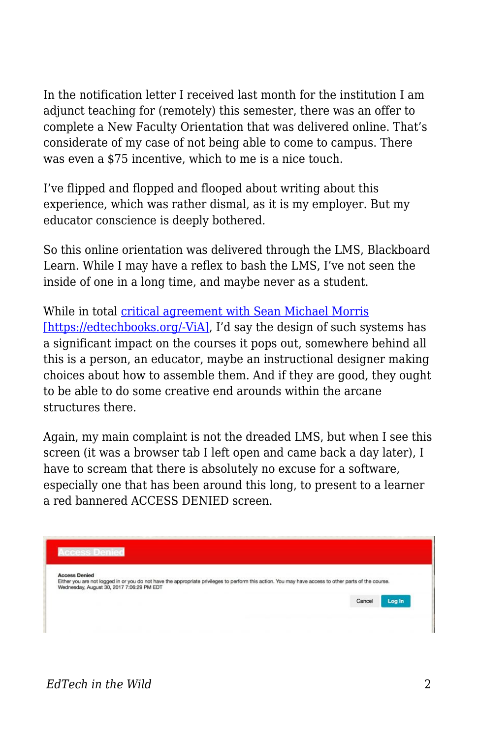In the notification letter I received last month for the institution I am adjunct teaching for (remotely) this semester, there was an offer to complete a New Faculty Orientation that was delivered online. That's considerate of my case of not being able to come to campus. There was even a $75 incentive, which to me is a nice touch.

I've flipped and flopped and flooped about writing about this experience, which was rather dismal, as it is my employer. But my educator conscience is deeply bothered.

So this online orientation was delivered through the LMS, Blackboard Learn. While I may have a reflex to bash the LMS, I've not seen the inside of one in a long time, and maybe never as a student.

While in total [critical agreement with Sean Michael Morris [https://edtechbooks.org/-ViA]](https://edtechbooks.org/-ViA), I'd say the design of such systems has a significant impact on the courses it pops out, somewhere behind all this is a person, an educator, maybe an instructional designer making choices about how to assemble them. And if they are good, they ought to be able to do some creative end arounds within the arcane structures there.

Again, my main complaint is not the dreaded LMS, but when I see this screen (it was a browser tab I left open and came back a day later), I have to scream that there is absolutely no excuse for a software, especially one that has been around this long, to present to a learner a red bannered ACCESS DENIED screen.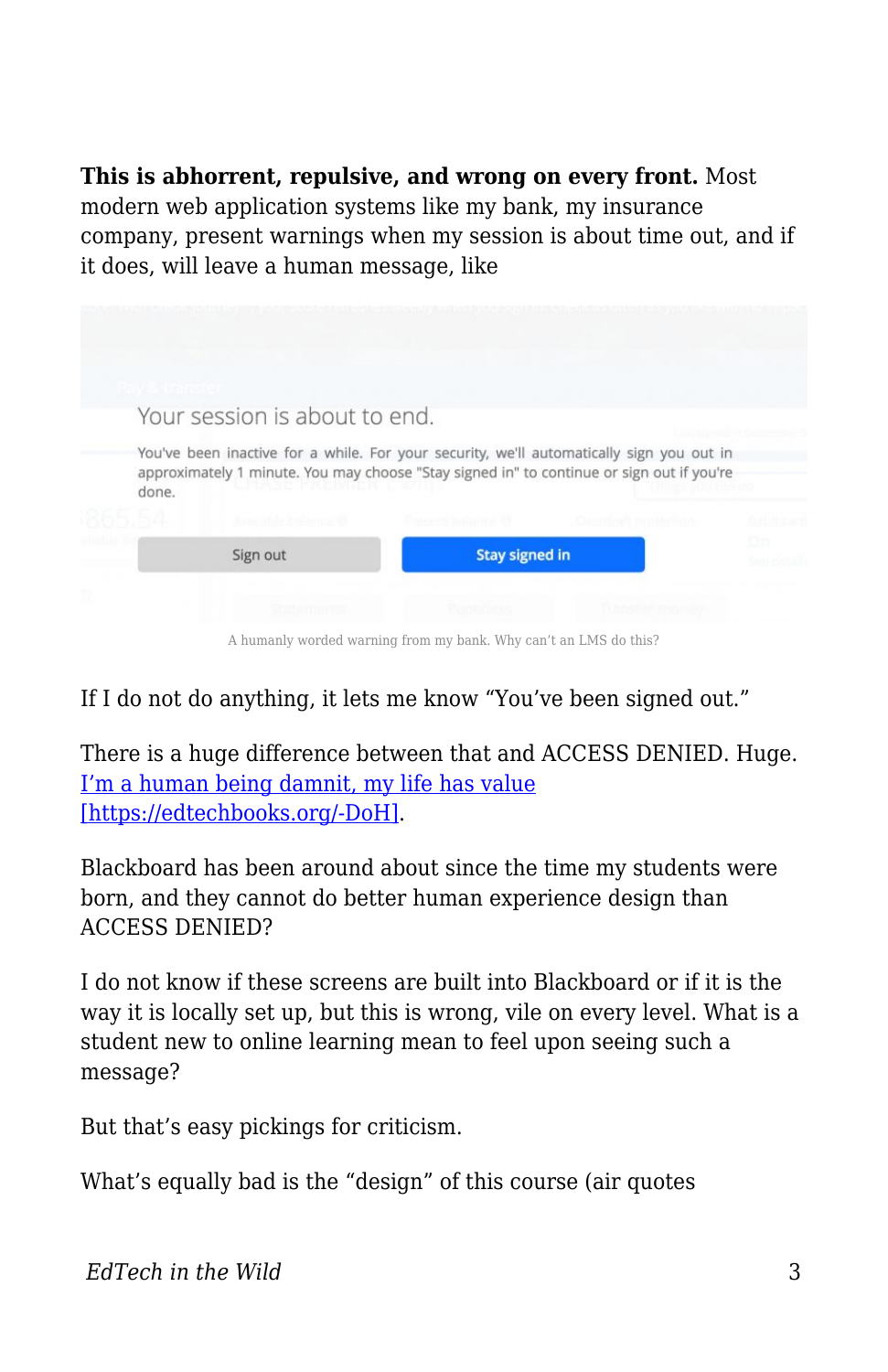**This is abhorrent, repulsive, and wrong on every front.** Most modern web application systems like my bank, my insurance company, present warnings when my session is about time out, and if it does, will leave a human message, like

A humanly worded warning from my bank. Why can't an LMS do this?

If I do not do anything, it lets me know "You've been signed out."

There is a huge difference between that and ACCESS DENIED. Huge. [I'm a human being damnit, my life has value [https://edtechbooks.org/-DoH]](https://edtechbooks.org/-DoH).

Blackboard has been around about since the time my students were born, and they cannot do better human experience design than ACCESS DENIED?

I do not know if these screens are built into Blackboard or if it is the way it is locally set up, but this is wrong, vile on every level. What is a student new to online learning mean to feel upon seeing such a message?

But that's easy pickings for criticism.

What's equally bad is the "design" of this course (air quotes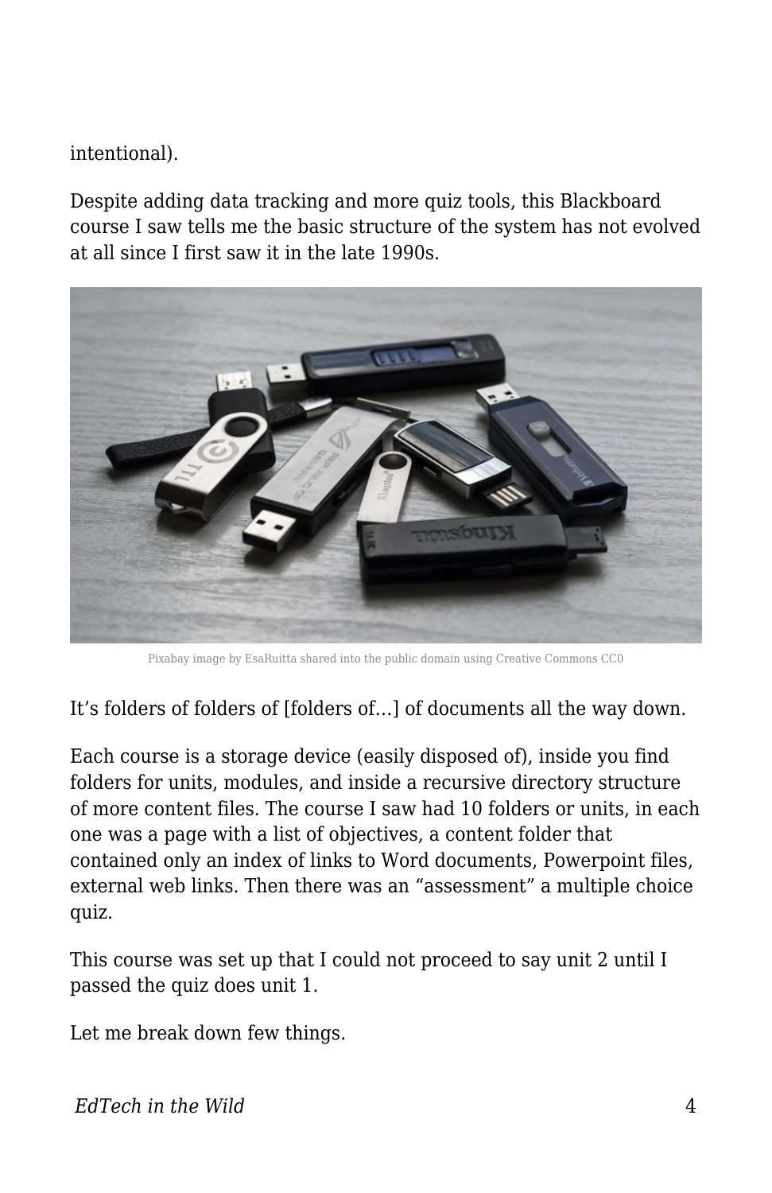intentional).

Despite adding data tracking and more quiz tools, this Blackboard course I saw tells me the basic structure of the system has not evolved at all since I first saw it in the late 1990s.

Pixabay image by EsaRuitta shared into the public domain using Creative Commons CC0

It's folders of folders of [folders of…] of documents all the way down.

Each course is a storage device (easily disposed of), inside you find folders for units, modules, and inside a recursive directory structure of more content files. The course I saw had 10 folders or units, in each one was a page with a list of objectives, a content folder that contained only an index of links to Word documents, Powerpoint files, external web links. Then there was an "assessment" a multiple choice quiz.

This course was set up that I could not proceed to say unit 2 until I passed the quiz does unit 1.

Let me break down few things.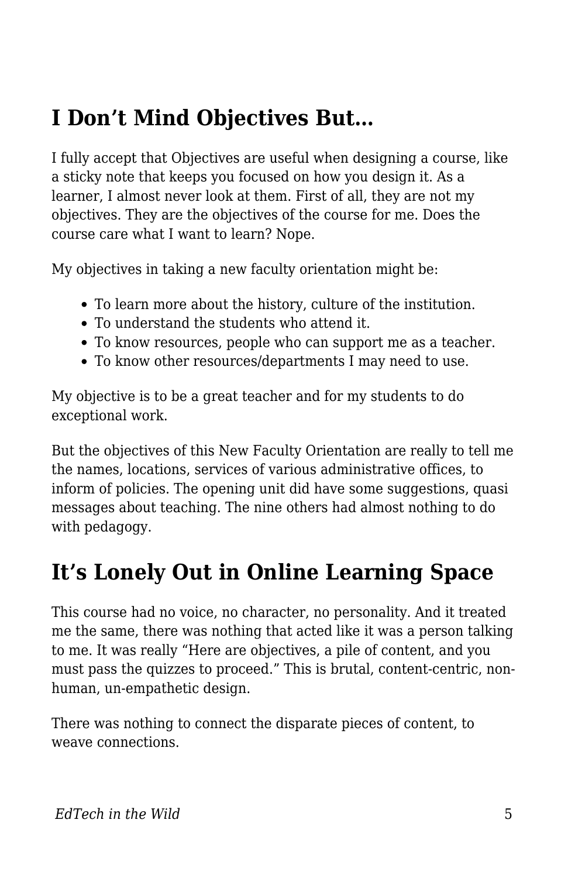## I Don’t Mind Objectives But…

I fully accept that Objectives are useful when designing a course, like a sticky note that keeps you focused on how you design it. As a learner, I almost never look at them. First of all, they are not my objectives. They are the objectives of the course for me. Does the course care what I want to learn? Nope.

My objectives in taking a new faculty orientation might be:

- To learn more about the history, culture of the institution.
- To understand the students who attend it.
- To know resources, people who can support me as a teacher.
- To know other resources/departments I may need to use.

My objective is to be a great teacher and for my students to do exceptional work.

But the objectives of this New Faculty Orientation are really to tell me the names, locations, services of various administrative offices, to inform of policies. The opening unit did have some suggestions, quasi messages about teaching. The nine others had almost nothing to do with pedagogy.

## It’s Lonely Out in Online Learning Space

This course had no voice, no character, no personality. And it treated me the same, there was nothing that acted like it was a person talking to me. It was really “Here are objectives, a pile of content, and you must pass the quizzes to proceed.” This is brutal, content-centric, non-human, un-empathetic design.

There was nothing to connect the disparate pieces of content, to weave connections.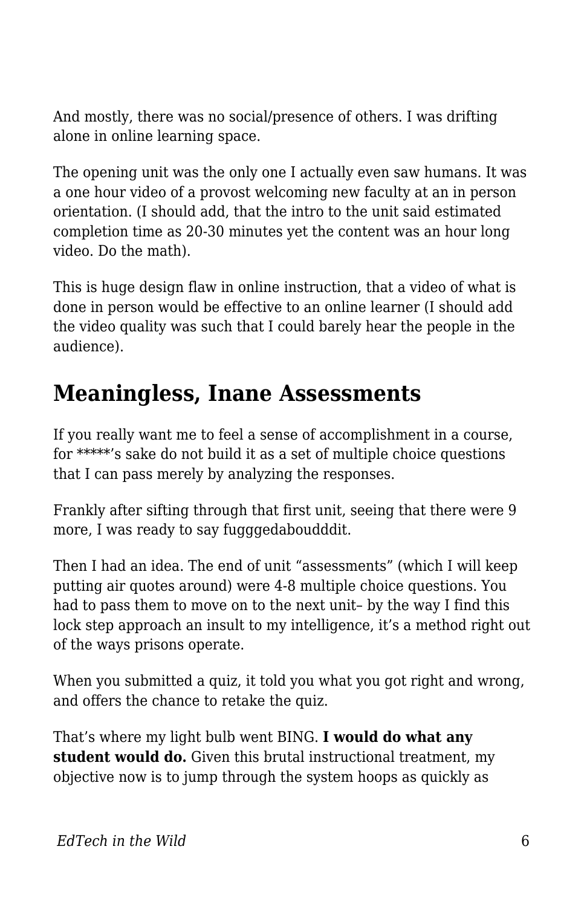And mostly, there was no social/presence of others. I was drifting alone in online learning space.

The opening unit was the only one I actually even saw humans. It was a one hour video of a provost welcoming new faculty at an in person orientation. (I should add, that the intro to the unit said estimated completion time as 20-30 minutes yet the content was an hour long video. Do the math).

This is huge design flaw in online instruction, that a video of what is done in person would be effective to an online learner (I should add the video quality was such that I could barely hear the people in the audience).

## Meaningless, Inane Assessments

If you really want me to feel a sense of accomplishment in a course, for *****'s sake do not build it as a set of multiple choice questions that I can pass merely by analyzing the responses.

Frankly after sifting through that first unit, seeing that there were 9 more, I was ready to say fugggedaboudddit.

Then I had an idea. The end of unit "assessments" (which I will keep putting air quotes around) were 4-8 multiple choice questions. You had to pass them to move on to the next unit– by the way I find this lock step approach an insult to my intelligence, it's a method right out of the ways prisons operate.

When you submitted a quiz, it told you what you got right and wrong, and offers the chance to retake the quiz.

That's where my light bulb went BING. **I would do what any student would do.** Given this brutal instructional treatment, my objective now is to jump through the system hoops as quickly as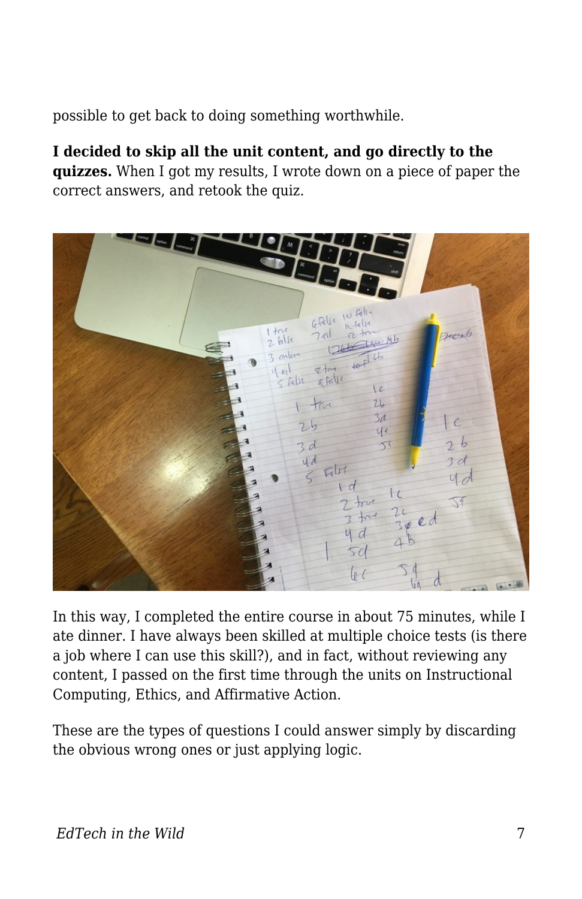possible to get back to doing something worthwhile.

**I decided to skip all the unit content, and go directly to the quizzes.** When I got my results, I wrote down on a piece of paper the correct answers, and retook the quiz.

In this way, I completed the entire course in about 75 minutes, while I ate dinner. I have always been skilled at multiple choice tests (is there a job where I can use this skill?), and in fact, without reviewing any content, I passed on the first time through the units on Instructional Computing, Ethics, and Affirmative Action.

These are the types of questions I could answer simply by discarding the obvious wrong ones or just applying logic.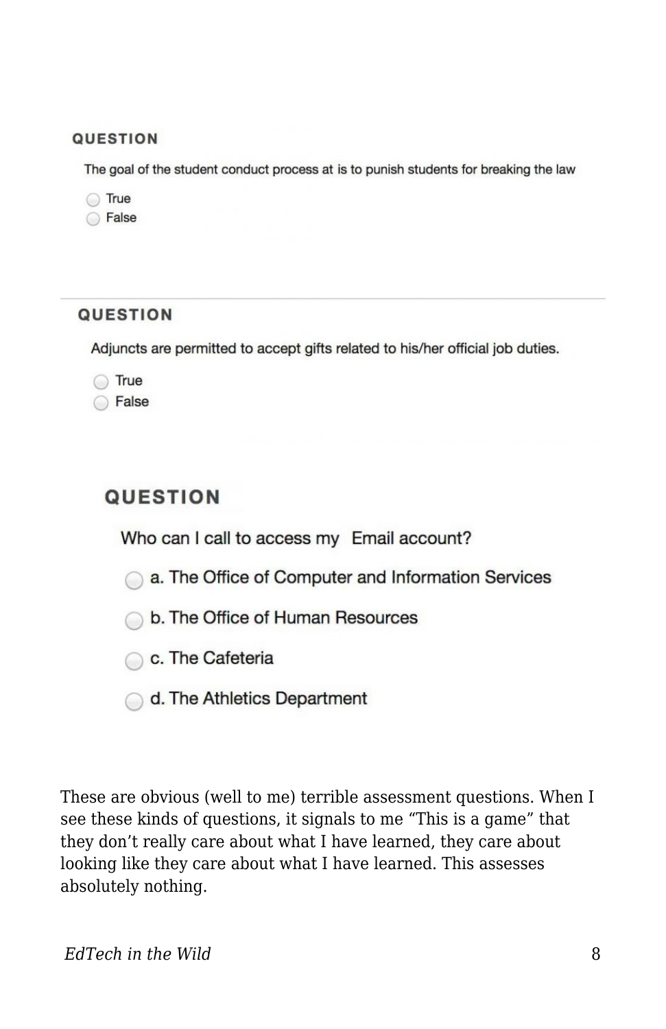**QUESTION**

The goal of the student conduct process at is to punish students for breaking the law

- True
- False

---

**QUESTION**

Adjuncts are permitted to accept gifts related to his/her official job duties.

- True
- False

**QUESTION**

Who can I call to access my  Email account?

- a. The Office of Computer and Information Services
- b. The Office of Human Resources
- c. The Cafeteria
- d. The Athletics Department

These are obvious (well to me) terrible assessment questions. When I see these kinds of questions, it signals to me "This is a game" that they don't really care about what I have learned, they care about looking like they care about what I have learned. This assesses absolutely nothing.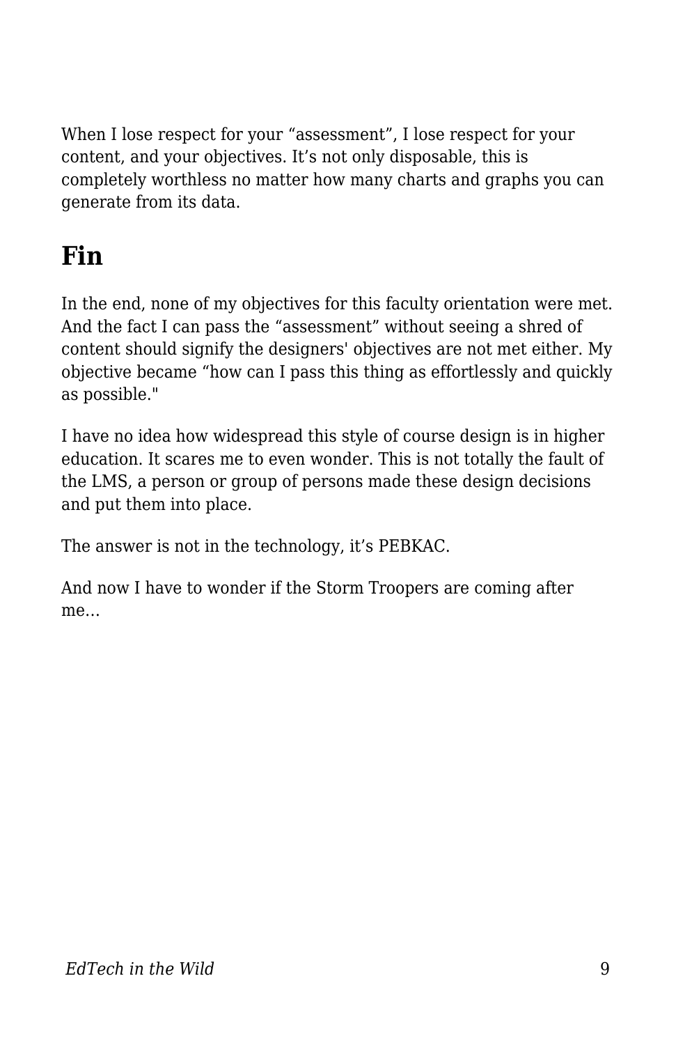When I lose respect for your “assessment”, I lose respect for your content, and your objectives. It’s not only disposable, this is completely worthless no matter how many charts and graphs you can generate from its data.

## Fin

In the end, none of my objectives for this faculty orientation were met. And the fact I can pass the “assessment” without seeing a shred of content should signify the designers' objectives are not met either. My objective became “how can I pass this thing as effortlessly and quickly as possible."

I have no idea how widespread this style of course design is in higher education. It scares me to even wonder. This is not totally the fault of the LMS, a person or group of persons made these design decisions and put them into place.

The answer is not in the technology, it’s PEBKAC.

And now I have to wonder if the Storm Troopers are coming after me…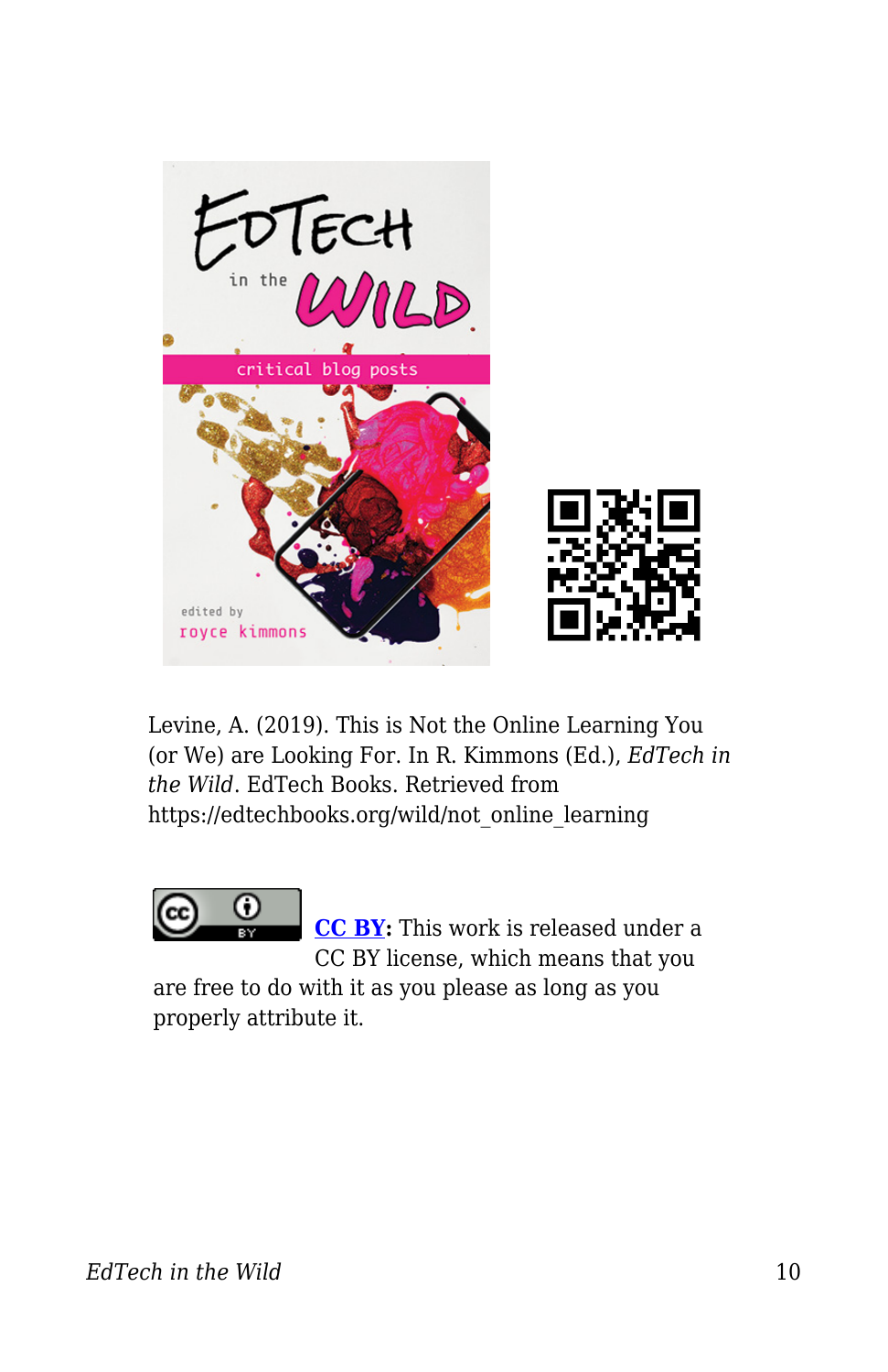Levine, A. (2019). This is Not the Online Learning You (or We) are Looking For. In R. Kimmons (Ed.), *EdTech in the Wild*. EdTech Books. Retrieved from https://edtechbooks.org/wild/not_online_learning

**CC BY:** This work is released under a CC BY license, which means that you are free to do with it as you please as long as you properly attribute it.